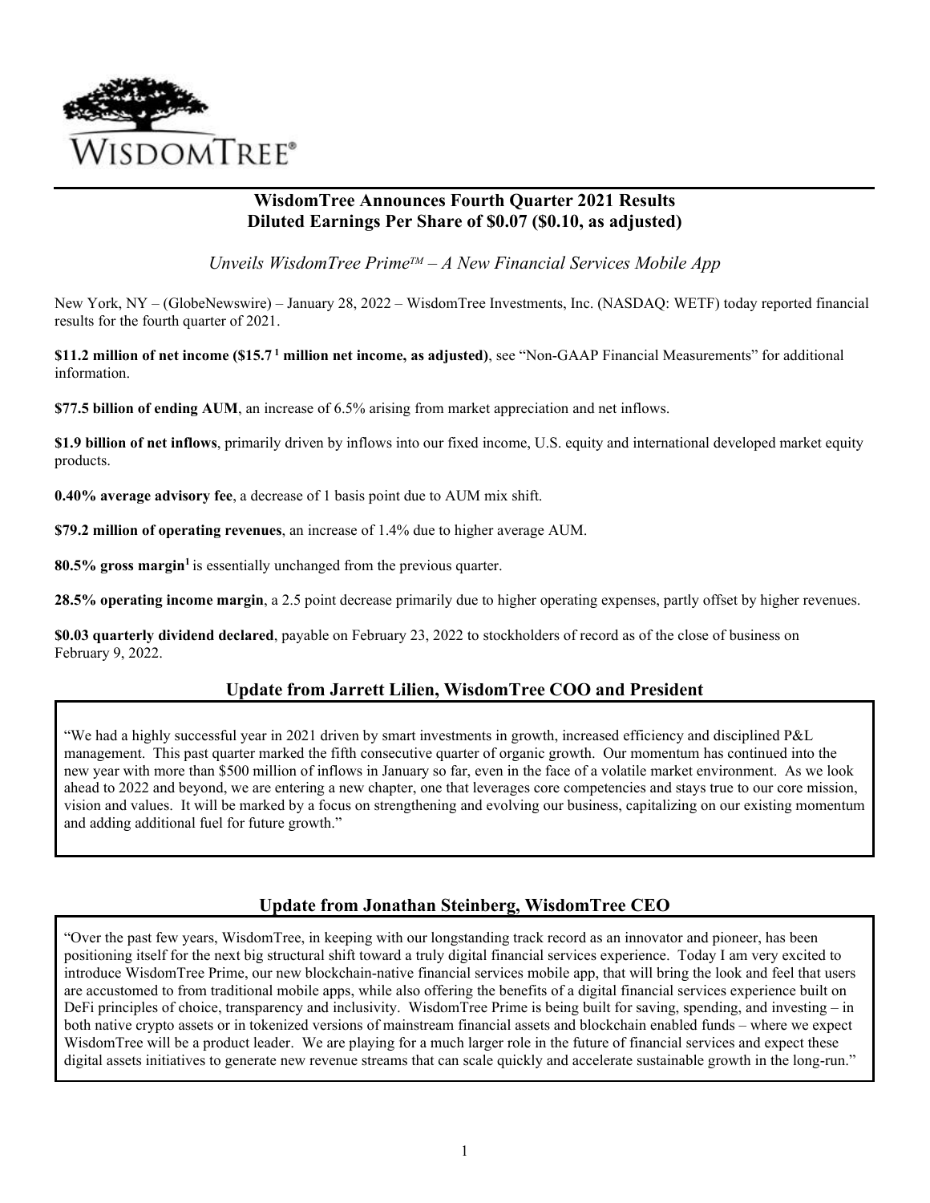# WisdomTree Announces Fourth Quarter 2021 Results
# Diluted Earnings Per Share of $0.07 ($0.10, as adjusted)

*Unveils WisdomTree Prime™ – A New Financial Services Mobile App*

New York, NY – (GlobeNewswire) – January 28, 2022 – WisdomTree Investments, Inc. (NASDAQ: WETF) today reported financial results for the fourth quarter of 2021.

**$11.2 million of net income ($15.7 [1] million net income, as adjusted)**, see "Non-GAAP Financial Measurements" for additional information.

**$77.5 billion of ending AUM**, an increase of 6.5% arising from market appreciation and net inflows.

**$1.9 billion of net inflows**, primarily driven by inflows into our fixed income, U.S. equity and international developed market equity products.

**0.40% average advisory fee**, a decrease of 1 basis point due to AUM mix shift.

**$79.2 million of operating revenues**, an increase of 1.4% due to higher average AUM.

**80.5% gross margin[1]** is essentially unchanged from the previous quarter.

**28.5% operating income margin**, a 2.5 point decrease primarily due to higher operating expenses, partly offset by higher revenues.

**$0.03 quarterly dividend declared**, payable on February 23, 2022 to stockholders of record as of the close of business on February 9, 2022.

## Update from Jarrett Lilien, WisdomTree COO and President

"We had a highly successful year in 2021 driven by smart investments in growth, increased efficiency and disciplined P&L management. This past quarter marked the fifth consecutive quarter of organic growth. Our momentum has continued into the new year with more than $500 million of inflows in January so far, even in the face of a volatile market environment. As we look ahead to 2022 and beyond, we are entering a new chapter, one that leverages core competencies and stays true to our core mission, vision and values. It will be marked by a focus on strengthening and evolving our business, capitalizing on our existing momentum and adding additional fuel for future growth."

## Update from Jonathan Steinberg, WisdomTree CEO

"Over the past few years, WisdomTree, in keeping with our longstanding track record as an innovator and pioneer, has been positioning itself for the next big structural shift toward a truly digital financial services experience. Today I am very excited to introduce WisdomTree Prime, our new blockchain-native financial services mobile app, that will bring the look and feel that users are accustomed to from traditional mobile apps, while also offering the benefits of a digital financial services experience built on DeFi principles of choice, transparency and inclusivity. WisdomTree Prime is being built for saving, spending, and investing – in both native crypto assets or in tokenized versions of mainstream financial assets and blockchain enabled funds – where we expect WisdomTree will be a product leader. We are playing for a much larger role in the future of financial services and expect these digital assets initiatives to generate new revenue streams that can scale quickly and accelerate sustainable growth in the long-run."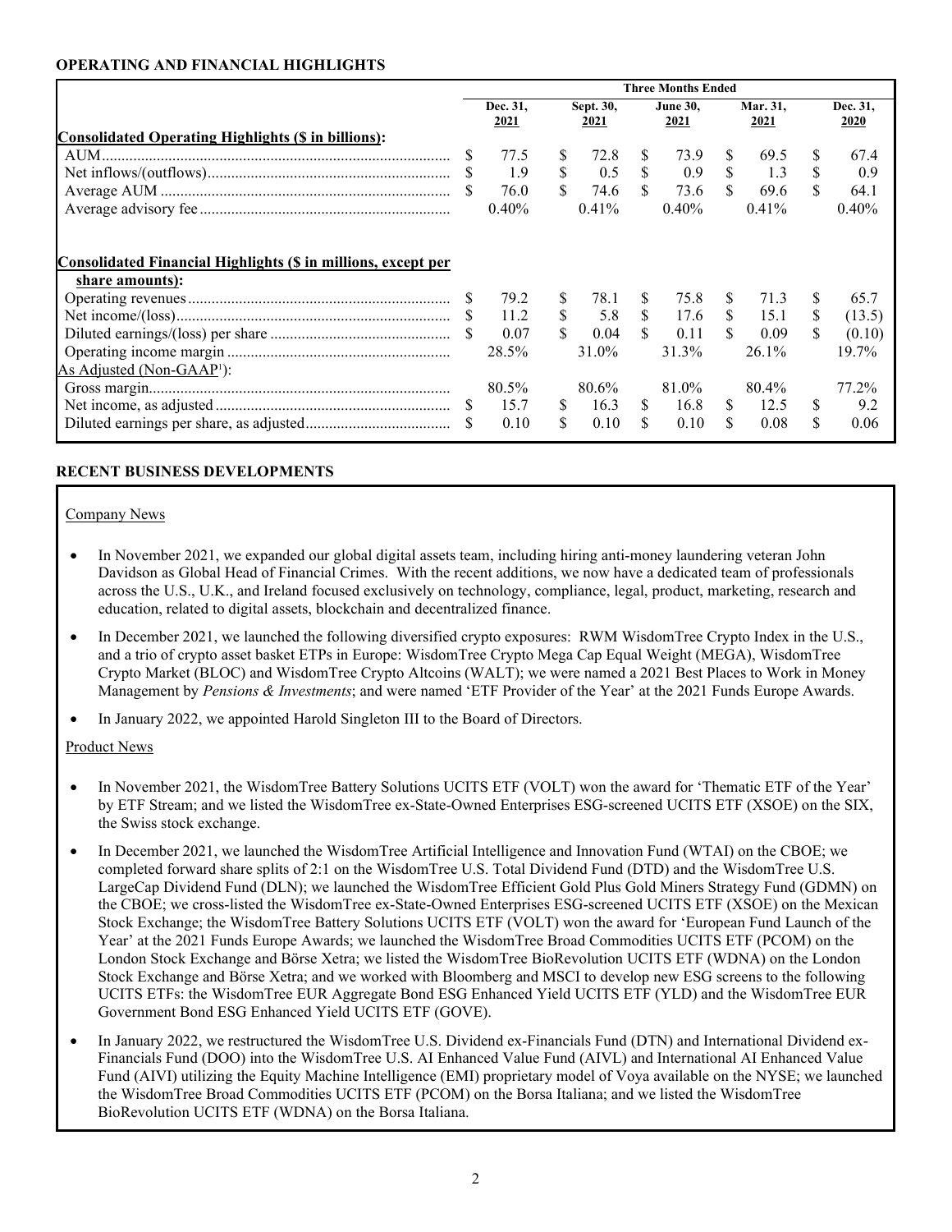## OPERATING AND FINANCIAL HIGHLIGHTS

| | Three Months Ended | | | | |
|---|---|---|---|---|---|
| | Dec. 31, 2021 | Sept. 30, 2021 | June 30, 2021 | Mar. 31, 2021 | Dec. 31, 2020 |
| **Consolidated Operating Highlights ($ in billions):** | | | | | |
| AUM | $ 77.5 | $ 72.8 | $ 73.9 | $ 69.5 | $ 67.4 |
| Net inflows/(outflows) | $ 1.9 | $ 0.5 | $ 0.9 | $ 1.3 | $ 0.9 |
| Average AUM | $ 76.0 | $ 74.6 | $ 73.6 | $ 69.6 | $ 64.1 |
| Average advisory fee | 0.40% | 0.41% | 0.40% | 0.41% | 0.40% |
| **Consolidated Financial Highlights ($ in millions, except per share amounts):** | | | | | |
| Operating revenues | $ 79.2 | $ 78.1 | $ 75.8 | $ 71.3 | $ 65.7 |
| Net income/(loss) | $ 11.2 | $ 5.8 | $ 17.6 | $ 15.1 | $ (13.5) |
| Diluted earnings/(loss) per share | $ 0.07 | $ 0.04 | $ 0.11 | $ 0.09 | $ (0.10) |
| Operating income margin | 28.5% | 31.0% | 31.3% | 26.1% | 19.7% |
| As Adjusted (Non-GAAP[1]): | | | | | |
| Gross margin | 80.5% | 80.6% | 81.0% | 80.4% | 77.2% |
| Net income, as adjusted | $ 15.7 | $ 16.3 | $ 16.8 | $ 12.5 | $ 9.2 |
| Diluted earnings per share, as adjusted | $ 0.10 | $ 0.10 | $ 0.10 | $ 0.08 | $ 0.06 |

## RECENT BUSINESS DEVELOPMENTS

Company News

- In November 2021, we expanded our global digital assets team, including hiring anti-money laundering veteran John Davidson as Global Head of Financial Crimes. With the recent additions, we now have a dedicated team of professionals across the U.S., U.K., and Ireland focused exclusively on technology, compliance, legal, product, marketing, research and education, related to digital assets, blockchain and decentralized finance.
- In December 2021, we launched the following diversified crypto exposures: RWM WisdomTree Crypto Index in the U.S., and a trio of crypto asset basket ETPs in Europe: WisdomTree Crypto Mega Cap Equal Weight (MEGA), WisdomTree Crypto Market (BLOC) and WisdomTree Crypto Altcoins (WALT); we were named a 2021 Best Places to Work in Money Management by *Pensions & Investments*; and were named 'ETF Provider of the Year' at the 2021 Funds Europe Awards.
- In January 2022, we appointed Harold Singleton III to the Board of Directors.

Product News

- In November 2021, the WisdomTree Battery Solutions UCITS ETF (VOLT) won the award for 'Thematic ETF of the Year' by ETF Stream; and we listed the WisdomTree ex-State-Owned Enterprises ESG-screened UCITS ETF (XSOE) on the SIX, the Swiss stock exchange.
- In December 2021, we launched the WisdomTree Artificial Intelligence and Innovation Fund (WTAI) on the CBOE; we completed forward share splits of 2:1 on the WisdomTree U.S. Total Dividend Fund (DTD) and the WisdomTree U.S. LargeCap Dividend Fund (DLN); we launched the WisdomTree Efficient Gold Plus Gold Miners Strategy Fund (GDMN) on the CBOE; we cross-listed the WisdomTree ex-State-Owned Enterprises ESG-screened UCITS ETF (XSOE) on the Mexican Stock Exchange; the WisdomTree Battery Solutions UCITS ETF (VOLT) won the award for 'European Fund Launch of the Year' at the 2021 Funds Europe Awards; we launched the WisdomTree Broad Commodities UCITS ETF (PCOM) on the London Stock Exchange and Börse Xetra; we listed the WisdomTree BioRevolution UCITS ETF (WDNA) on the London Stock Exchange and Börse Xetra; and we worked with Bloomberg and MSCI to develop new ESG screens to the following UCITS ETFs: the WisdomTree EUR Aggregate Bond ESG Enhanced Yield UCITS ETF (YLD) and the WisdomTree EUR Government Bond ESG Enhanced Yield UCITS ETF (GOVE).
- In January 2022, we restructured the WisdomTree U.S. Dividend ex-Financials Fund (DTN) and International Dividend ex-Financials Fund (DOO) into the WisdomTree U.S. AI Enhanced Value Fund (AIVL) and International AI Enhanced Value Fund (AIVI) utilizing the Equity Machine Intelligence (EMI) proprietary model of Voya available on the NYSE; we launched the WisdomTree Broad Commodities UCITS ETF (PCOM) on the Borsa Italiana; and we listed the WisdomTree BioRevolution UCITS ETF (WDNA) on the Borsa Italiana.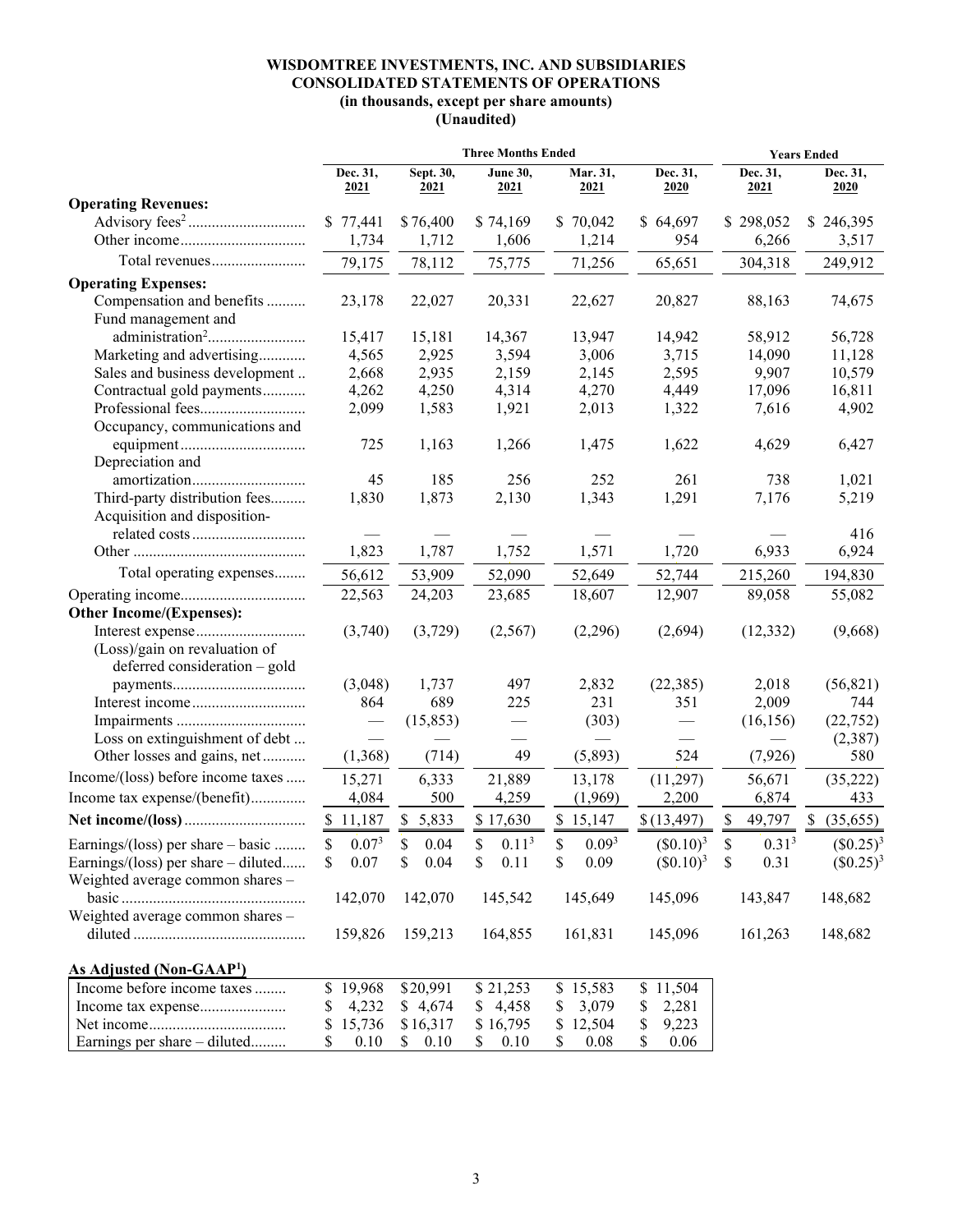# WISDOMTREE INVESTMENTS, INC. AND SUBSIDIARIES
## CONSOLIDATED STATEMENTS OF OPERATIONS
### (in thousands, except per share amounts)
### (Unaudited)

| | Three Months Ended | | | | | Years Ended | |
|---|---|---|---|---|---|---|---|
| | Dec. 31, 2021 | Sept. 30, 2021 | June 30, 2021 | Mar. 31, 2021 | Dec. 31, 2020 | Dec. 31, 2021 | Dec. 31, 2020 |
| **Operating Revenues:** | | | | | | | |
| Advisory fees[2] | $ 77,441 | $ 76,400 | $ 74,169 | $ 70,042 | $ 64,697 | $ 298,052 | $ 246,395 |
| Other income | 1,734 | 1,712 | 1,606 | 1,214 | 954 | 6,266 | 3,517 |
| Total revenues | 79,175 | 78,112 | 75,775 | 71,256 | 65,651 | 304,318 | 249,912 |
| **Operating Expenses:** | | | | | | | |
| Compensation and benefits | 23,178 | 22,027 | 20,331 | 22,627 | 20,827 | 88,163 | 74,675 |
| Fund management and administration[2] | 15,417 | 15,181 | 14,367 | 13,947 | 14,942 | 58,912 | 56,728 |
| Marketing and advertising | 4,565 | 2,925 | 3,594 | 3,006 | 3,715 | 14,090 | 11,128 |
| Sales and business development | 2,668 | 2,935 | 2,159 | 2,145 | 2,595 | 9,907 | 10,579 |
| Contractual gold payments | 4,262 | 4,250 | 4,314 | 4,270 | 4,449 | 17,096 | 16,811 |
| Professional fees | 2,099 | 1,583 | 1,921 | 2,013 | 1,322 | 7,616 | 4,902 |
| Occupancy, communications and equipment | 725 | 1,163 | 1,266 | 1,475 | 1,622 | 4,629 | 6,427 |
| Depreciation and amortization | 45 | 185 | 256 | 252 | 261 | 738 | 1,021 |
| Third-party distribution fees | 1,830 | 1,873 | 2,130 | 1,343 | 1,291 | 7,176 | 5,219 |
| Acquisition and disposition-related costs | — | — | — | — | — | — | 416 |
| Other | 1,823 | 1,787 | 1,752 | 1,571 | 1,720 | 6,933 | 6,924 |
| Total operating expenses | 56,612 | 53,909 | 52,090 | 52,649 | 52,744 | 215,260 | 194,830 |
| Operating income | 22,563 | 24,203 | 23,685 | 18,607 | 12,907 | 89,058 | 55,082 |
| **Other Income/(Expenses):** | | | | | | | |
| Interest expense | (3,740) | (3,729) | (2,567) | (2,296) | (2,694) | (12,332) | (9,668) |
| (Loss)/gain on revaluation of deferred consideration – gold payments | (3,048) | 1,737 | 497 | 2,832 | (22,385) | 2,018 | (56,821) |
| Interest income | 864 | 689 | 225 | 231 | 351 | 2,009 | 744 |
| Impairments | — | (15,853) | — | (303) | — | (16,156) | (22,752) |
| Loss on extinguishment of debt | — | — | — | — | — | — | (2,387) |
| Other losses and gains, net | (1,368) | (714) | 49 | (5,893) | 524 | (7,926) | 580 |
| Income/(loss) before income taxes | 15,271 | 6,333 | 21,889 | 13,178 | (11,297) | 56,671 | (35,222) |
| Income tax expense/(benefit) | 4,084 | 500 | 4,259 | (1,969) | 2,200 | 6,874 | 433 |
| **Net income/(loss)** | $ 11,187 | $ 5,833 | $ 17,630 | $ 15,147 | $ (13,497) | $ 49,797 | $ (35,655) |
| Earnings/(loss) per share – basic | $ 0.07[3] | $ 0.04 | $ 0.11[3] | $ 0.09[3] | ($0.10)[3] | $ 0.31[3] | ($0.25)[3] |
| Earnings/(loss) per share – diluted | $ 0.07 | $ 0.04 | $ 0.11 | $ 0.09 | ($0.10)[3] | $ 0.31 | ($0.25)[3] |
| Weighted average common shares – basic | 142,070 | 142,070 | 145,542 | 145,649 | 145,096 | 143,847 | 148,682 |
| Weighted average common shares – diluted | 159,826 | 159,213 | 164,855 | 161,831 | 145,096 | 161,263 | 148,682 |

**As Adjusted (Non-GAAP[1])**

| | Dec. 31, 2021 | Sept. 30, 2021 | June 30, 2021 | Mar. 31, 2021 | Dec. 31, 2020 |
|---|---|---|---|---|---|
| Income before income taxes | $ 19,968 | $ 20,991 | $ 21,253 | $ 15,583 | $ 11,504 |
| Income tax expense | $ 4,232 | $ 4,674 | $ 4,458 | $ 3,079 | $ 2,281 |
| Net income | $ 15,736 | $ 16,317 | $ 16,795 | $ 12,504 | $ 9,223 |
| Earnings per share – diluted | $ 0.10 | $ 0.10 | $ 0.10 | $ 0.08 | $ 0.06 |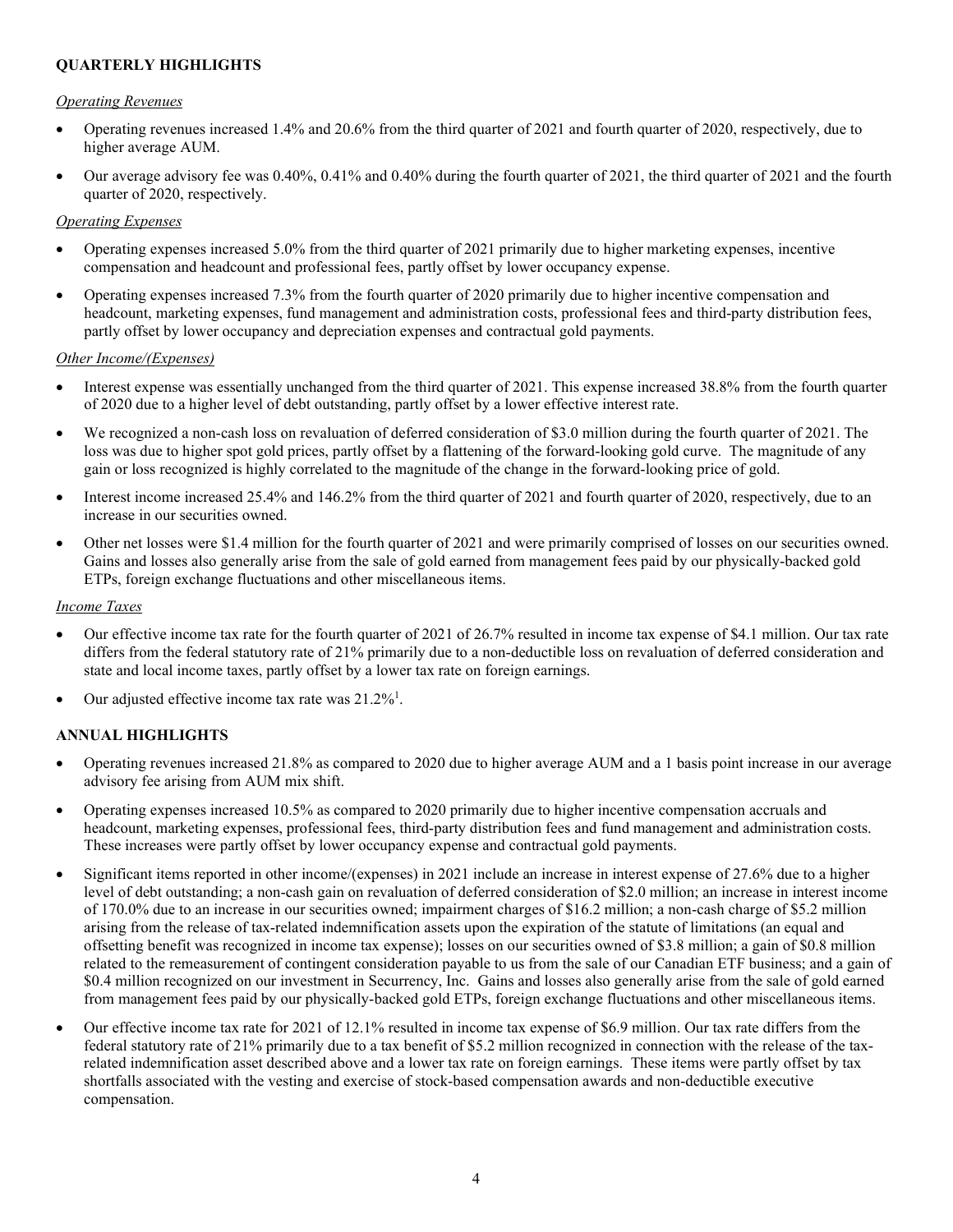## QUARTERLY HIGHLIGHTS

*Operating Revenues*

- Operating revenues increased 1.4% and 20.6% from the third quarter of 2021 and fourth quarter of 2020, respectively, due to higher average AUM.
- Our average advisory fee was 0.40%, 0.41% and 0.40% during the fourth quarter of 2021, the third quarter of 2021 and the fourth quarter of 2020, respectively.

*Operating Expenses*

- Operating expenses increased 5.0% from the third quarter of 2021 primarily due to higher marketing expenses, incentive compensation and headcount and professional fees, partly offset by lower occupancy expense.
- Operating expenses increased 7.3% from the fourth quarter of 2020 primarily due to higher incentive compensation and headcount, marketing expenses, fund management and administration costs, professional fees and third-party distribution fees, partly offset by lower occupancy and depreciation expenses and contractual gold payments.

*Other Income/(Expenses)*

- Interest expense was essentially unchanged from the third quarter of 2021. This expense increased 38.8% from the fourth quarter of 2020 due to a higher level of debt outstanding, partly offset by a lower effective interest rate.
- We recognized a non-cash loss on revaluation of deferred consideration of $3.0 million during the fourth quarter of 2021. The loss was due to higher spot gold prices, partly offset by a flattening of the forward-looking gold curve. The magnitude of any gain or loss recognized is highly correlated to the magnitude of the change in the forward-looking price of gold.
- Interest income increased 25.4% and 146.2% from the third quarter of 2021 and fourth quarter of 2020, respectively, due to an increase in our securities owned.
- Other net losses were $1.4 million for the fourth quarter of 2021 and were primarily comprised of losses on our securities owned. Gains and losses also generally arise from the sale of gold earned from management fees paid by our physically-backed gold ETPs, foreign exchange fluctuations and other miscellaneous items.

*Income Taxes*

- Our effective income tax rate for the fourth quarter of 2021 of 26.7% resulted in income tax expense of $4.1 million. Our tax rate differs from the federal statutory rate of 21% primarily due to a non-deductible loss on revaluation of deferred consideration and state and local income taxes, partly offset by a lower tax rate on foreign earnings.
- Our adjusted effective income tax rate was 21.2%[1].

## ANNUAL HIGHLIGHTS

- Operating revenues increased 21.8% as compared to 2020 due to higher average AUM and a 1 basis point increase in our average advisory fee arising from AUM mix shift.
- Operating expenses increased 10.5% as compared to 2020 primarily due to higher incentive compensation accruals and headcount, marketing expenses, professional fees, third-party distribution fees and fund management and administration costs. These increases were partly offset by lower occupancy expense and contractual gold payments.
- Significant items reported in other income/(expenses) in 2021 include an increase in interest expense of 27.6% due to a higher level of debt outstanding; a non-cash gain on revaluation of deferred consideration of $2.0 million; an increase in interest income of 170.0% due to an increase in our securities owned; impairment charges of $16.2 million; a non-cash charge of $5.2 million arising from the release of tax-related indemnification assets upon the expiration of the statute of limitations (an equal and offsetting benefit was recognized in income tax expense); losses on our securities owned of $3.8 million; a gain of $0.8 million related to the remeasurement of contingent consideration payable to us from the sale of our Canadian ETF business; and a gain of $0.4 million recognized on our investment in Securrency, Inc. Gains and losses also generally arise from the sale of gold earned from management fees paid by our physically-backed gold ETPs, foreign exchange fluctuations and other miscellaneous items.
- Our effective income tax rate for 2021 of 12.1% resulted in income tax expense of $6.9 million. Our tax rate differs from the federal statutory rate of 21% primarily due to a tax benefit of $5.2 million recognized in connection with the release of the tax-related indemnification asset described above and a lower tax rate on foreign earnings. These items were partly offset by tax shortfalls associated with the vesting and exercise of stock-based compensation awards and non-deductible executive compensation.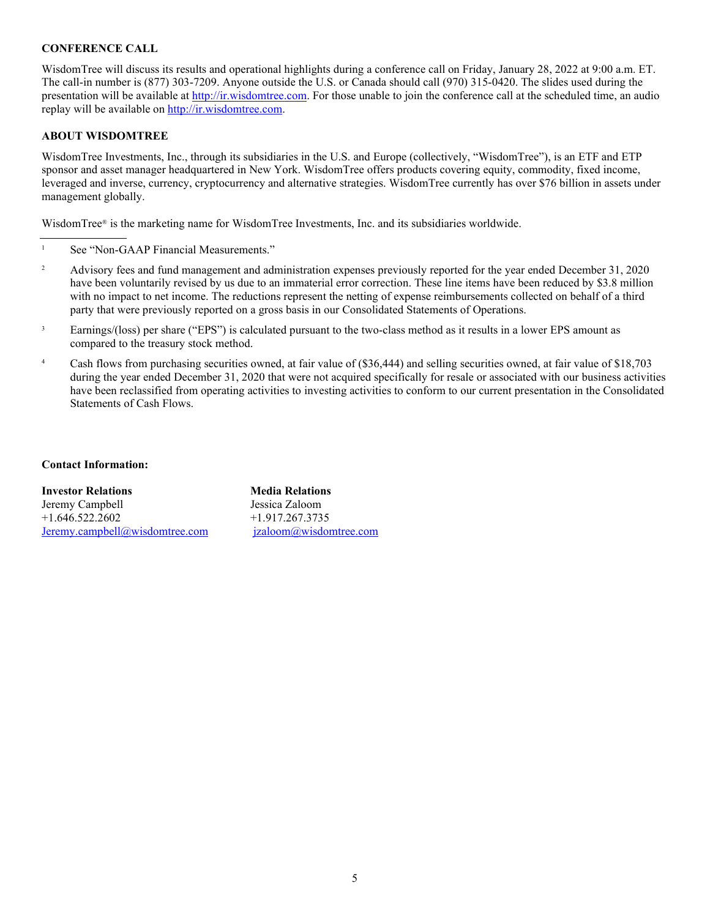## CONFERENCE CALL

WisdomTree will discuss its results and operational highlights during a conference call on Friday, January 28, 2022 at 9:00 a.m. ET. The call-in number is (877) 303-7209. Anyone outside the U.S. or Canada should call (970) 315-0420. The slides used during the presentation will be available at http://ir.wisdomtree.com. For those unable to join the conference call at the scheduled time, an audio replay will be available on http://ir.wisdomtree.com.

## ABOUT WISDOMTREE

WisdomTree Investments, Inc., through its subsidiaries in the U.S. and Europe (collectively, "WisdomTree"), is an ETF and ETP sponsor and asset manager headquartered in New York. WisdomTree offers products covering equity, commodity, fixed income, leveraged and inverse, currency, cryptocurrency and alternative strategies. WisdomTree currently has over $76 billion in assets under management globally.

WisdomTree® is the marketing name for WisdomTree Investments, Inc. and its subsidiaries worldwide.

---

[1] See "Non-GAAP Financial Measurements."

[2] Advisory fees and fund management and administration expenses previously reported for the year ended December 31, 2020 have been voluntarily revised by us due to an immaterial error correction. These line items have been reduced by $3.8 million with no impact to net income. The reductions represent the netting of expense reimbursements collected on behalf of a third party that were previously reported on a gross basis in our Consolidated Statements of Operations.

[3] Earnings/(loss) per share ("EPS") is calculated pursuant to the two-class method as it results in a lower EPS amount as compared to the treasury stock method.

[4] Cash flows from purchasing securities owned, at fair value of ($36,444) and selling securities owned, at fair value of $18,703 during the year ended December 31, 2020 that were not acquired specifically for resale or associated with our business activities have been reclassified from operating activities to investing activities to conform to our current presentation in the Consolidated Statements of Cash Flows.

**Contact Information:**

| **Investor Relations** | **Media Relations** |
|---|---|
| Jeremy Campbell | Jessica Zaloom |
| +1.646.522.2602 | +1.917.267.3735 |
| Jeremy.campbell@wisdomtree.com | jzaloom@wisdomtree.com |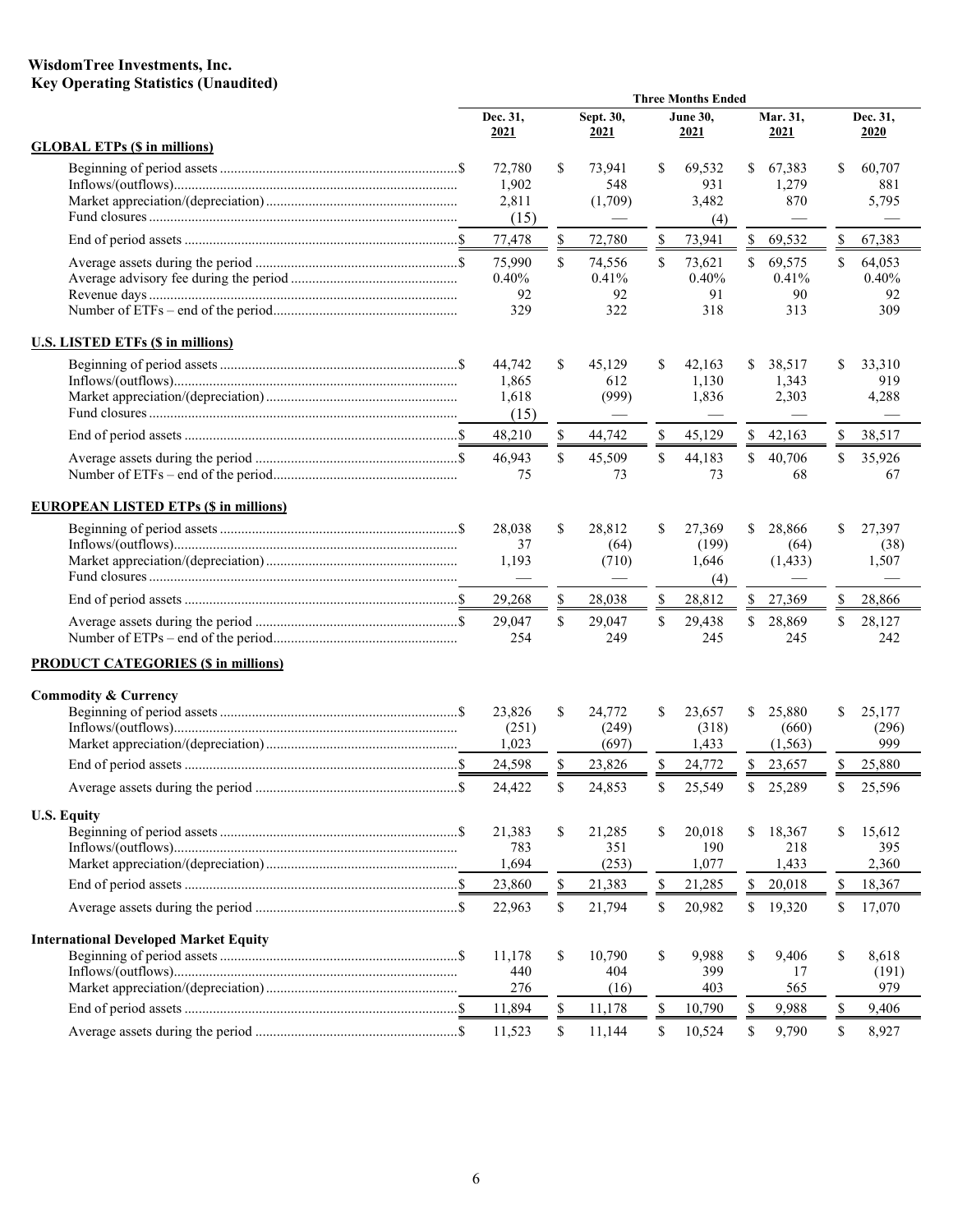**WisdomTree Investments, Inc.**
**Key Operating Statistics (Unaudited)**

| | Three Months Ended | | | | |
|---|---|---|---|---|---|
| | Dec. 31, 2021 | Sept. 30, 2021 | June 30, 2021 | Mar. 31, 2021 | Dec. 31, 2020 |
| **GLOBAL ETPs ($ in millions)** | | | | | |
| Beginning of period assets | $ 72,780 | $ 73,941 | $ 69,532 | $ 67,383 | $ 60,707 |
| Inflows/(outflows) | 1,902 | 548 | 931 | 1,279 | 881 |
| Market appreciation/(depreciation) | 2,811 | (1,709) | 3,482 | 870 | 5,795 |
| Fund closures | (15) | — | (4) | — | — |
| End of period assets | $ 77,478 | $ 72,780 | $ 73,941 | $ 69,532 | $ 67,383 |
| Average assets during the period | $ 75,990 | $ 74,556 | $ 73,621 | $ 69,575 | $ 64,053 |
| Average advisory fee during the period | 0.40% | 0.41% | 0.40% | 0.41% | 0.40% |
| Revenue days | 92 | 92 | 91 | 90 | 92 |
| Number of ETFs – end of the period | 329 | 322 | 318 | 313 | 309 |
| **U.S. LISTED ETFs ($ in millions)** | | | | | |
| Beginning of period assets | $ 44,742 | $ 45,129 | $ 42,163 | $ 38,517 | $ 33,310 |
| Inflows/(outflows) | 1,865 | 612 | 1,130 | 1,343 | 919 |
| Market appreciation/(depreciation) | 1,618 | (999) | 1,836 | 2,303 | 4,288 |
| Fund closures | (15) | — | — | — | — |
| End of period assets | $ 48,210 | $ 44,742 | $ 45,129 | $ 42,163 | $ 38,517 |
| Average assets during the period | $ 46,943 | $ 45,509 | $ 44,183 | $ 40,706 | $ 35,926 |
| Number of ETFs – end of the period | 75 | 73 | 73 | 68 | 67 |
| **EUROPEAN LISTED ETPs ($ in millions)** | | | | | |
| Beginning of period assets | $ 28,038 | $ 28,812 | $ 27,369 | $ 28,866 | $ 27,397 |
| Inflows/(outflows) | 37 | (64) | (199) | (64) | (38) |
| Market appreciation/(depreciation) | 1,193 | (710) | 1,646 | (1,433) | 1,507 |
| Fund closures | — | — | (4) | — | — |
| End of period assets | $ 29,268 | $ 28,038 | $ 28,812 | $ 27,369 | $ 28,866 |
| Average assets during the period | $ 29,047 | $ 29,047 | $ 29,438 | $ 28,869 | $ 28,127 |
| Number of ETPs – end of the period | 254 | 249 | 245 | 245 | 242 |
| **PRODUCT CATEGORIES ($ in millions)** | | | | | |
| **Commodity & Currency** | | | | | |
| Beginning of period assets | $ 23,826 | $ 24,772 | $ 23,657 | $ 25,880 | $ 25,177 |
| Inflows/(outflows) | (251) | (249) | (318) | (660) | (296) |
| Market appreciation/(depreciation) | 1,023 | (697) | 1,433 | (1,563) | 999 |
| End of period assets | $ 24,598 | $ 23,826 | $ 24,772 | $ 23,657 | $ 25,880 |
| Average assets during the period | $ 24,422 | $ 24,853 | $ 25,549 | $ 25,289 | $ 25,596 |
| **U.S. Equity** | | | | | |
| Beginning of period assets | $ 21,383 | $ 21,285 | $ 20,018 | $ 18,367 | $ 15,612 |
| Inflows/(outflows) | 783 | 351 | 190 | 218 | 395 |
| Market appreciation/(depreciation) | 1,694 | (253) | 1,077 | 1,433 | 2,360 |
| End of period assets | $ 23,860 | $ 21,383 | $ 21,285 | $ 20,018 | $ 18,367 |
| Average assets during the period | $ 22,963 | $ 21,794 | $ 20,982 | $ 19,320 | $ 17,070 |
| **International Developed Market Equity** | | | | | |
| Beginning of period assets | $ 11,178 | $ 10,790 | $ 9,988 | $ 9,406 | $ 8,618 |
| Inflows/(outflows) | 440 | 404 | 399 | 17 | (191) |
| Market appreciation/(depreciation) | 276 | (16) | 403 | 565 | 979 |
| End of period assets | $ 11,894 | $ 11,178 | $ 10,790 | $ 9,988 | $ 9,406 |
| Average assets during the period | $ 11,523 | $ 11,144 | $ 10,524 | $ 9,790 | $ 8,927 |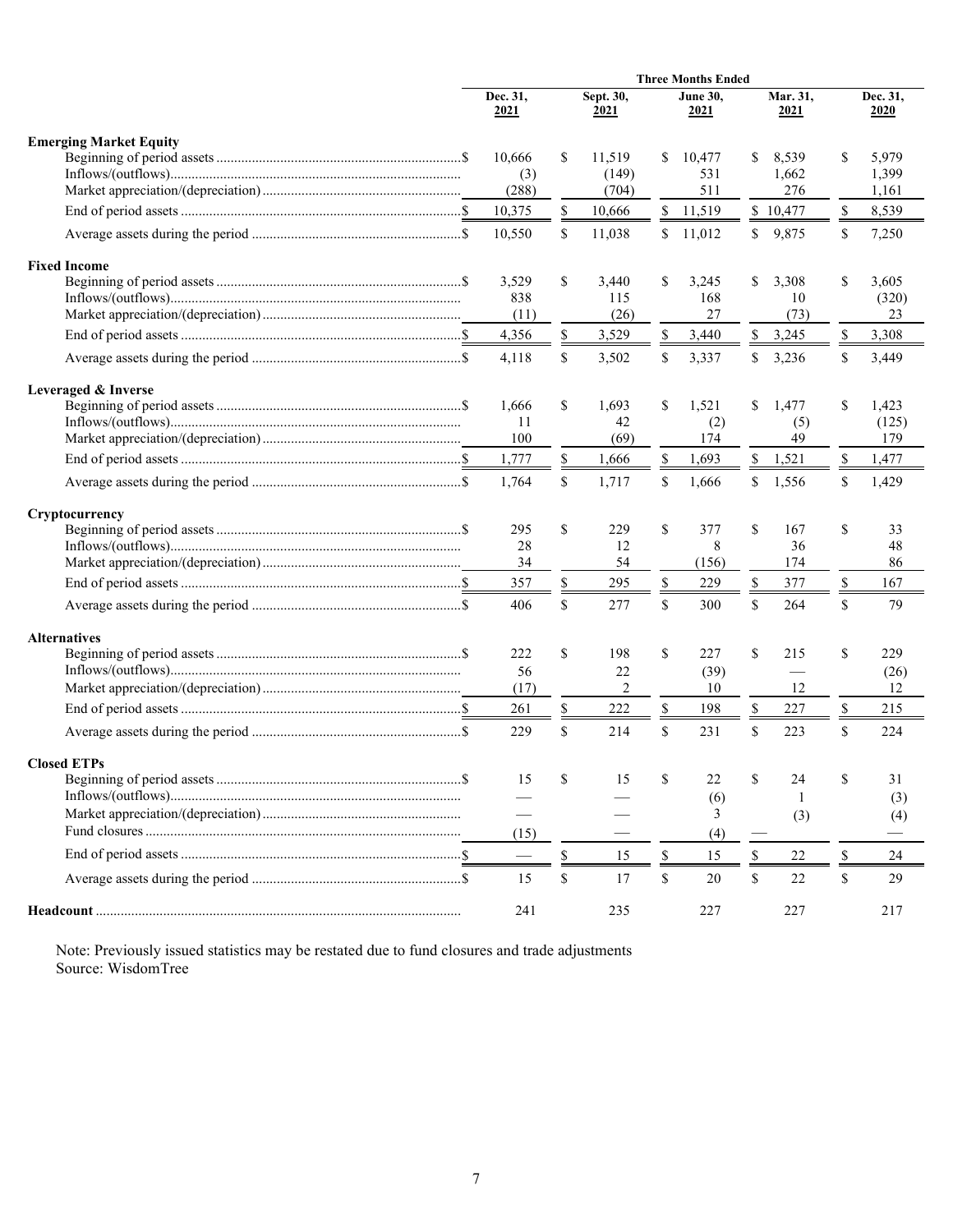| | Three Months Ended | | | | |
|---|---|---|---|---|---|
| | Dec. 31, 2021 | Sept. 30, 2021 | June 30, 2021 | Mar. 31, 2021 | Dec. 31, 2020 |
| **Emerging Market Equity** | | | | | |
| Beginning of period assets | $ 10,666 | $ 11,519 | $ 10,477 | $ 8,539 | $ 5,979 |
| Inflows/(outflows) | (3) | (149) | 531 | 1,662 | 1,399 |
| Market appreciation/(depreciation) | (288) | (704) | 511 | 276 | 1,161 |
| End of period assets | $ 10,375 | $ 10,666 | $ 11,519 | $ 10,477 | $ 8,539 |
| Average assets during the period | $ 10,550 | $ 11,038 | $ 11,012 | $ 9,875 | $ 7,250 |
| **Fixed Income** | | | | | |
| Beginning of period assets | $ 3,529 | $ 3,440 | $ 3,245 | $ 3,308 | $ 3,605 |
| Inflows/(outflows) | 838 | 115 | 168 | 10 | (320) |
| Market appreciation/(depreciation) | (11) | (26) | 27 | (73) | 23 |
| End of period assets | $ 4,356 | $ 3,529 | $ 3,440 | $ 3,245 | $ 3,308 |
| Average assets during the period | $ 4,118 | $ 3,502 | $ 3,337 | $ 3,236 | $ 3,449 |
| **Leveraged & Inverse** | | | | | |
| Beginning of period assets | $ 1,666 | $ 1,693 | $ 1,521 | $ 1,477 | $ 1,423 |
| Inflows/(outflows) | 11 | 42 | (2) | (5) | (125) |
| Market appreciation/(depreciation) | 100 | (69) | 174 | 49 | 179 |
| End of period assets | $ 1,777 | $ 1,666 | $ 1,693 | $ 1,521 | $ 1,477 |
| Average assets during the period | $ 1,764 | $ 1,717 | $ 1,666 | $ 1,556 | $ 1,429 |
| **Cryptocurrency** | | | | | |
| Beginning of period assets | $ 295 | $ 229 | $ 377 | $ 167 | $ 33 |
| Inflows/(outflows) | 28 | 12 | 8 | 36 | 48 |
| Market appreciation/(depreciation) | 34 | 54 | (156) | 174 | 86 |
| End of period assets | $ 357 | $ 295 | $ 229 | $ 377 | $ 167 |
| Average assets during the period | $ 406 | $ 277 | $ 300 | $ 264 | $ 79 |
| **Alternatives** | | | | | |
| Beginning of period assets | $ 222 | $ 198 | $ 227 | $ 215 | $ 229 |
| Inflows/(outflows) | 56 | 22 | (39) | — | (26) |
| Market appreciation/(depreciation) | (17) | 2 | 10 | 12 | 12 |
| End of period assets | $ 261 | $ 222 | $ 198 | $ 227 | $ 215 |
| Average assets during the period | $ 229 | $ 214 | $ 231 | $ 223 | $ 224 |
| **Closed ETPs** | | | | | |
| Beginning of period assets | $ 15 | $ 15 | $ 22 | $ 24 | $ 31 |
| Inflows/(outflows) | — | — | (6) | 1 | (3) |
| Market appreciation/(depreciation) | — | — | 3 | (3) | (4) |
| Fund closures | (15) | — | (4) | — | — |
| End of period assets | $ — | $ 15 | $ 15 | $ 22 | $ 24 |
| Average assets during the period | $ 15 | $ 17 | $ 20 | $ 22 | $ 29 |
| **Headcount** | 241 | 235 | 227 | 227 | 217 |

Note: Previously issued statistics may be restated due to fund closures and trade adjustments
Source: WisdomTree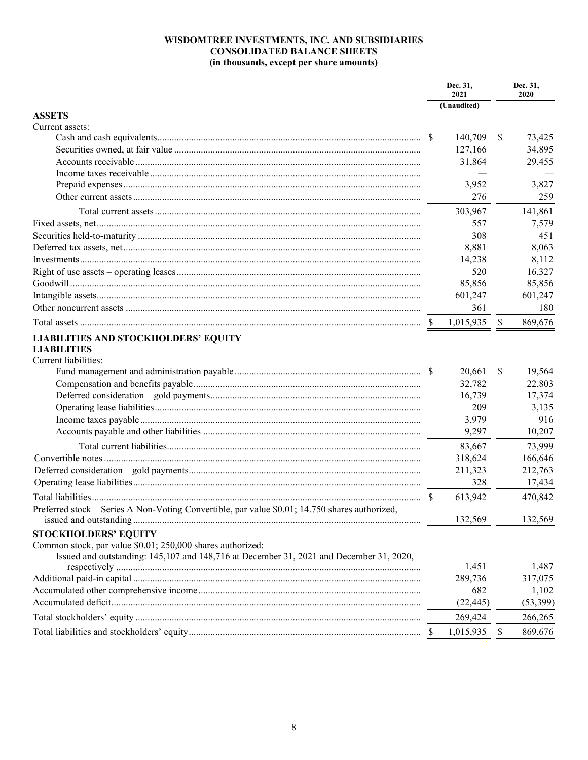**WISDOMTREE INVESTMENTS, INC. AND SUBSIDIARIES**
**CONSOLIDATED BALANCE SHEETS**
**(in thousands, except per share amounts)**

| | Dec. 31, 2021 (Unaudited) | Dec. 31, 2020 |
|---|---|---|
| **ASSETS** | | |
| Current assets: | | |
| Cash and cash equivalents | $ 140,709 | $ 73,425 |
| Securities owned, at fair value | 127,166 | 34,895 |
| Accounts receivable | 31,864 | 29,455 |
| Income taxes receivable | — | — |
| Prepaid expenses | 3,952 | 3,827 |
| Other current assets | 276 | 259 |
| Total current assets | 303,967 | 141,861 |
| Fixed assets, net | 557 | 7,579 |
| Securities held-to-maturity | 308 | 451 |
| Deferred tax assets, net | 8,881 | 8,063 |
| Investments | 14,238 | 8,112 |
| Right of use assets – operating leases | 520 | 16,327 |
| Goodwill | 85,856 | 85,856 |
| Intangible assets | 601,247 | 601,247 |
| Other noncurrent assets | 361 | 180 |
| Total assets | $ 1,015,935 | $ 869,676 |
| **LIABILITIES AND STOCKHOLDERS' EQUITY** | | |
| **LIABILITIES** | | |
| Current liabilities: | | |
| Fund management and administration payable | $ 20,661 | $ 19,564 |
| Compensation and benefits payable | 32,782 | 22,803 |
| Deferred consideration – gold payments | 16,739 | 17,374 |
| Operating lease liabilities | 209 | 3,135 |
| Income taxes payable | 3,979 | 916 |
| Accounts payable and other liabilities | 9,297 | 10,207 |
| Total current liabilities | 83,667 | 73,999 |
| Convertible notes | 318,624 | 166,646 |
| Deferred consideration – gold payments | 211,323 | 212,763 |
| Operating lease liabilities | 328 | 17,434 |
| Total liabilities | $ 613,942 | 470,842 |
| Preferred stock – Series A Non-Voting Convertible, par value $0.01; 14.750 shares authorized, issued and outstanding | 132,569 | 132,569 |
| **STOCKHOLDERS' EQUITY** | | |
| Common stock, par value $0.01; 250,000 shares authorized: | | |
| Issued and outstanding: 145,107 and 148,716 at December 31, 2021 and December 31, 2020, respectively | 1,451 | 1,487 |
| Additional paid-in capital | 289,736 | 317,075 |
| Accumulated other comprehensive income | 682 | 1,102 |
| Accumulated deficit | (22,445) | (53,399) |
| Total stockholders' equity | 269,424 | 266,265 |
| Total liabilities and stockholders' equity | $ 1,015,935 | $ 869,676 |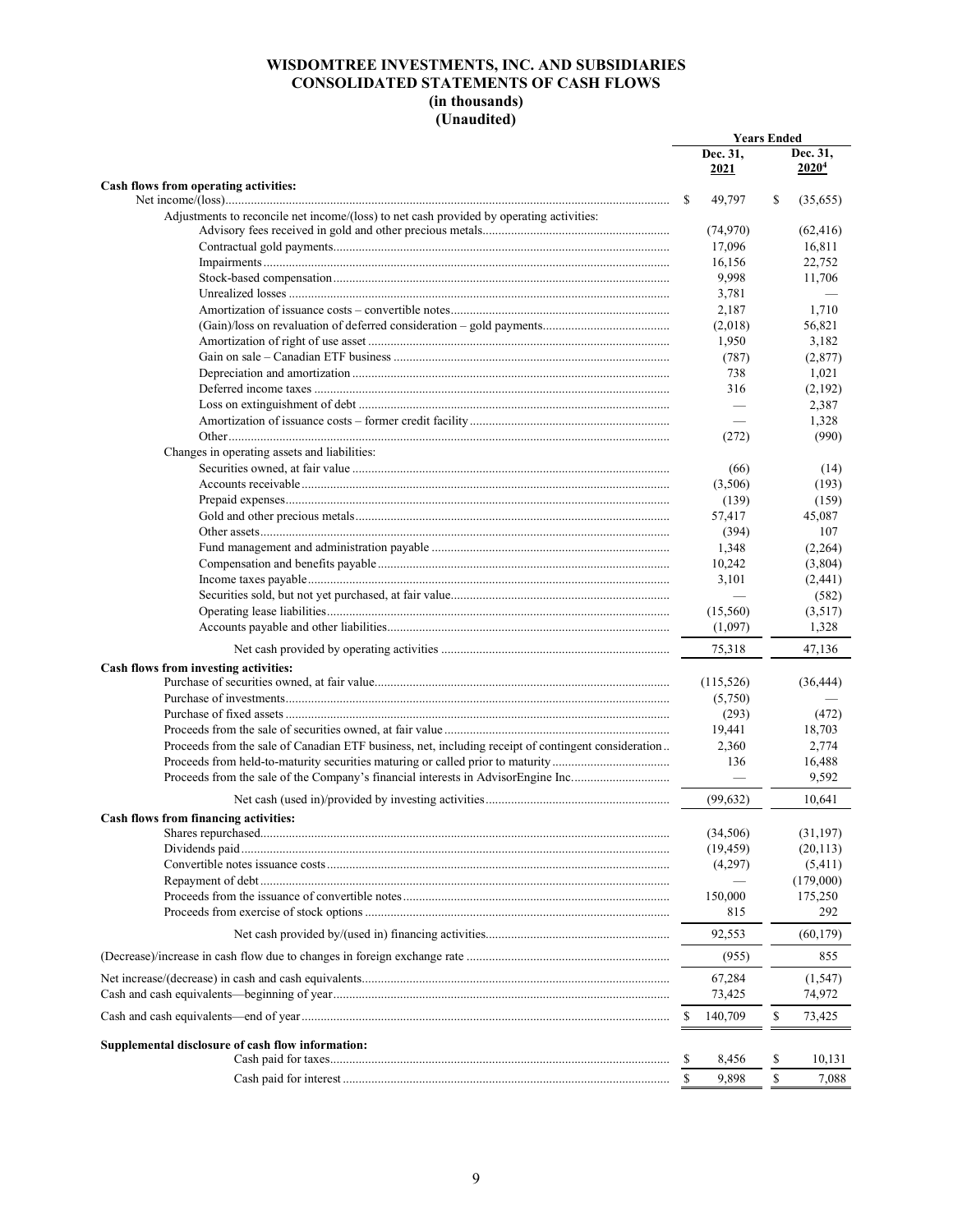# WISDOMTREE INVESTMENTS, INC. AND SUBSIDIARIES
# CONSOLIDATED STATEMENTS OF CASH FLOWS
## (in thousands)
## (Unaudited)

| | Years Ended | |
|---|---|---|
| | Dec. 31, 2021 | Dec. 31, 2020[4] |
| **Cash flows from operating activities:** | | |
| Net income/(loss) | $ 49,797 | $ (35,655) |
| Adjustments to reconcile net income/(loss) to net cash provided by operating activities: | | |
| Advisory fees received in gold and other precious metals | (74,970) | (62,416) |
| Contractual gold payments | 17,096 | 16,811 |
| Impairments | 16,156 | 22,752 |
| Stock-based compensation | 9,998 | 11,706 |
| Unrealized losses | 3,781 | — |
| Amortization of issuance costs – convertible notes | 2,187 | 1,710 |
| (Gain)/loss on revaluation of deferred consideration – gold payments | (2,018) | 56,821 |
| Amortization of right of use asset | 1,950 | 3,182 |
| Gain on sale – Canadian ETF business | (787) | (2,877) |
| Depreciation and amortization | 738 | 1,021 |
| Deferred income taxes | 316 | (2,192) |
| Loss on extinguishment of debt | — | 2,387 |
| Amortization of issuance costs – former credit facility | — | 1,328 |
| Other | (272) | (990) |
| Changes in operating assets and liabilities: | | |
| Securities owned, at fair value | (66) | (14) |
| Accounts receivable | (3,506) | (193) |
| Prepaid expenses | (139) | (159) |
| Gold and other precious metals | 57,417 | 45,087 |
| Other assets | (394) | 107 |
| Fund management and administration payable | 1,348 | (2,264) |
| Compensation and benefits payable | 10,242 | (3,804) |
| Income taxes payable | 3,101 | (2,441) |
| Securities sold, but not yet purchased, at fair value | — | (582) |
| Operating lease liabilities | (15,560) | (3,517) |
| Accounts payable and other liabilities | (1,097) | 1,328 |
| Net cash provided by operating activities | 75,318 | 47,136 |
| **Cash flows from investing activities:** | | |
| Purchase of securities owned, at fair value | (115,526) | (36,444) |
| Purchase of investments | (5,750) | — |
| Purchase of fixed assets | (293) | (472) |
| Proceeds from the sale of securities owned, at fair value | 19,441 | 18,703 |
| Proceeds from the sale of Canadian ETF business, net, including receipt of contingent consideration | 2,360 | 2,774 |
| Proceeds from held-to-maturity securities maturing or called prior to maturity | 136 | 16,488 |
| Proceeds from the sale of the Company's financial interests in AdvisorEngine Inc. | — | 9,592 |
| Net cash (used in)/provided by investing activities | (99,632) | 10,641 |
| **Cash flows from financing activities:** | | |
| Shares repurchased | (34,506) | (31,197) |
| Dividends paid | (19,459) | (20,113) |
| Convertible notes issuance costs | (4,297) | (5,411) |
| Repayment of debt | — | (179,000) |
| Proceeds from the issuance of convertible notes | 150,000 | 175,250 |
| Proceeds from exercise of stock options | 815 | 292 |
| Net cash provided by/(used in) financing activities | 92,553 | (60,179) |
| (Decrease)/increase in cash flow due to changes in foreign exchange rate | (955) | 855 |
| Net increase/(decrease) in cash and cash equivalents | 67,284 | (1,547) |
| Cash and cash equivalents—beginning of year | 73,425 | 74,972 |
| Cash and cash equivalents—end of year | $ 140,709 | $ 73,425 |
| **Supplemental disclosure of cash flow information:** | | |
| Cash paid for taxes | $ 8,456 | $ 10,131 |
| Cash paid for interest | $ 9,898 | $ 7,088 |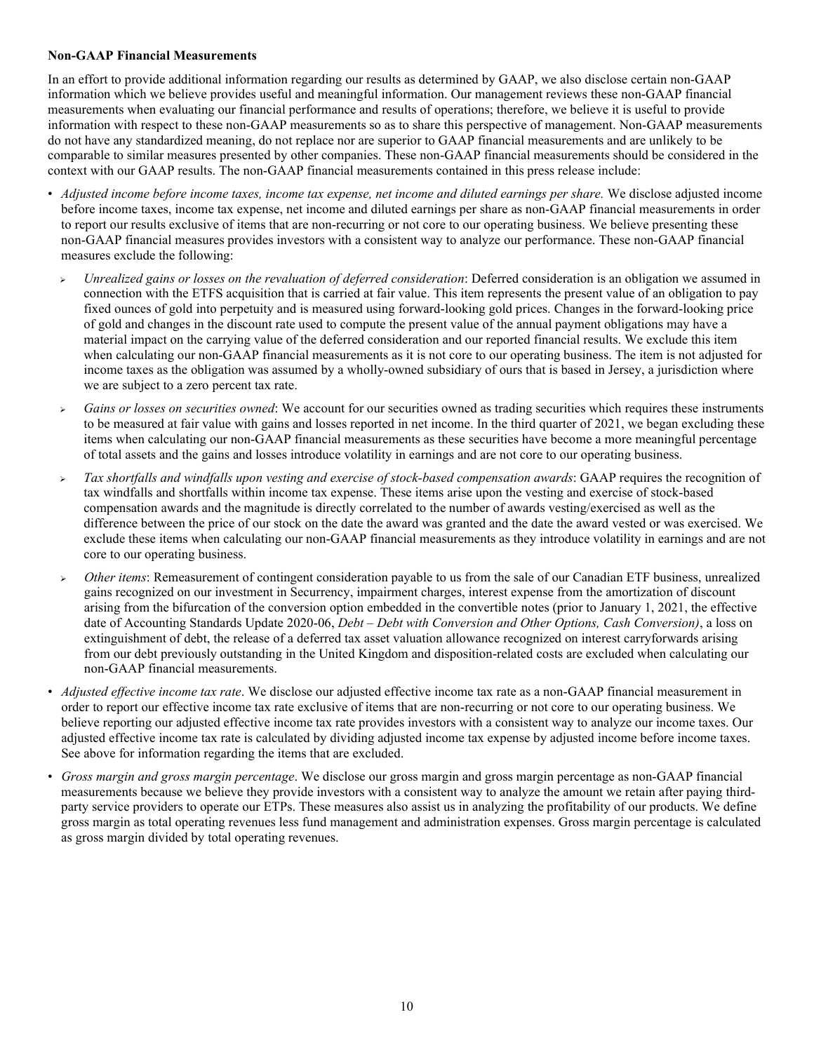**Non-GAAP Financial Measurements**

In an effort to provide additional information regarding our results as determined by GAAP, we also disclose certain non-GAAP information which we believe provides useful and meaningful information. Our management reviews these non-GAAP financial measurements when evaluating our financial performance and results of operations; therefore, we believe it is useful to provide information with respect to these non-GAAP measurements so as to share this perspective of management. Non-GAAP measurements do not have any standardized meaning, do not replace nor are superior to GAAP financial measurements and are unlikely to be comparable to similar measures presented by other companies. These non-GAAP financial measurements should be considered in the context with our GAAP results. The non-GAAP financial measurements contained in this press release include:

- *Adjusted income before income taxes, income tax expense, net income and diluted earnings per share.* We disclose adjusted income before income taxes, income tax expense, net income and diluted earnings per share as non-GAAP financial measurements in order to report our results exclusive of items that are non-recurring or not core to our operating business. We believe presenting these non-GAAP financial measures provides investors with a consistent way to analyze our performance. These non-GAAP financial measures exclude the following:
  - *Unrealized gains or losses on the revaluation of deferred consideration*: Deferred consideration is an obligation we assumed in connection with the ETFS acquisition that is carried at fair value. This item represents the present value of an obligation to pay fixed ounces of gold into perpetuity and is measured using forward-looking gold prices. Changes in the forward-looking price of gold and changes in the discount rate used to compute the present value of the annual payment obligations may have a material impact on the carrying value of the deferred consideration and our reported financial results. We exclude this item when calculating our non-GAAP financial measurements as it is not core to our operating business. The item is not adjusted for income taxes as the obligation was assumed by a wholly-owned subsidiary of ours that is based in Jersey, a jurisdiction where we are subject to a zero percent tax rate.
  - *Gains or losses on securities owned*: We account for our securities owned as trading securities which requires these instruments to be measured at fair value with gains and losses reported in net income. In the third quarter of 2021, we began excluding these items when calculating our non-GAAP financial measurements as these securities have become a more meaningful percentage of total assets and the gains and losses introduce volatility in earnings and are not core to our operating business.
  - *Tax shortfalls and windfalls upon vesting and exercise of stock-based compensation awards*: GAAP requires the recognition of tax windfalls and shortfalls within income tax expense. These items arise upon the vesting and exercise of stock-based compensation awards and the magnitude is directly correlated to the number of awards vesting/exercised as well as the difference between the price of our stock on the date the award was granted and the date the award vested or was exercised. We exclude these items when calculating our non-GAAP financial measurements as they introduce volatility in earnings and are not core to our operating business.
  - *Other items*: Remeasurement of contingent consideration payable to us from the sale of our Canadian ETF business, unrealized gains recognized on our investment in Securrency, impairment charges, interest expense from the amortization of discount arising from the bifurcation of the conversion option embedded in the convertible notes (prior to January 1, 2021, the effective date of Accounting Standards Update 2020-06, *Debt – Debt with Conversion and Other Options, Cash Conversion)*, a loss on extinguishment of debt, the release of a deferred tax asset valuation allowance recognized on interest carryforwards arising from our debt previously outstanding in the United Kingdom and disposition-related costs are excluded when calculating our non-GAAP financial measurements.
- *Adjusted effective income tax rate*. We disclose our adjusted effective income tax rate as a non-GAAP financial measurement in order to report our effective income tax rate exclusive of items that are non-recurring or not core to our operating business. We believe reporting our adjusted effective income tax rate provides investors with a consistent way to analyze our income taxes. Our adjusted effective income tax rate is calculated by dividing adjusted income tax expense by adjusted income before income taxes. See above for information regarding the items that are excluded.
- *Gross margin and gross margin percentage*. We disclose our gross margin and gross margin percentage as non-GAAP financial measurements because we believe they provide investors with a consistent way to analyze the amount we retain after paying third-party service providers to operate our ETPs. These measures also assist us in analyzing the profitability of our products. We define gross margin as total operating revenues less fund management and administration expenses. Gross margin percentage is calculated as gross margin divided by total operating revenues.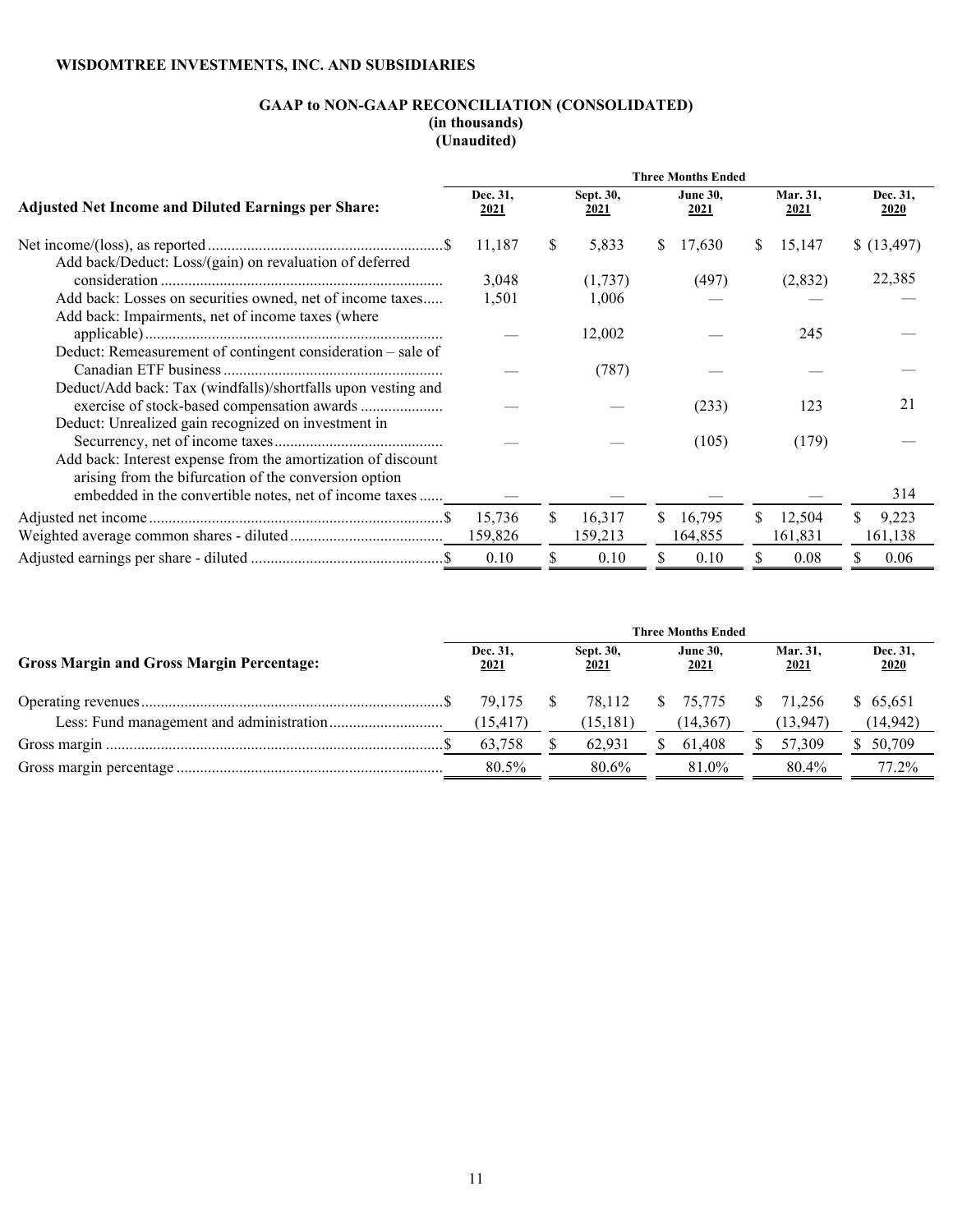**WISDOMTREE INVESTMENTS, INC. AND SUBSIDIARIES**

**GAAP to NON-GAAP RECONCILIATION (CONSOLIDATED)**
**(in thousands)**
**(Unaudited)**

| Adjusted Net Income and Diluted Earnings per Share: | Three Months Ended | | | | |
|---|---|---|---|---|---|
| | Dec. 31, 2021 | Sept. 30, 2021 | June 30, 2021 | Mar. 31, 2021 | Dec. 31, 2020 |
| Net income/(loss), as reported | $ 11,187 | $ 5,833 | $ 17,630 | $ 15,147 | $ (13,497) |
| Add back/Deduct: Loss/(gain) on revaluation of deferred consideration | 3,048 | (1,737) | (497) | (2,832) | 22,385 |
| Add back: Losses on securities owned, net of income taxes | 1,501 | 1,006 | — | — | — |
| Add back: Impairments, net of income taxes (where applicable) | — | 12,002 | — | 245 | — |
| Deduct: Remeasurement of contingent consideration – sale of Canadian ETF business | — | (787) | — | — | — |
| Deduct/Add back: Tax (windfalls)/shortfalls upon vesting and exercise of stock-based compensation awards | — | — | (233) | 123 | 21 |
| Deduct: Unrealized gain recognized on investment in Securrency, net of income taxes | — | — | (105) | (179) | — |
| Add back: Interest expense from the amortization of discount arising from the bifurcation of the conversion option embedded in the convertible notes, net of income taxes | — | — | — | — | 314 |
| Adjusted net income | $ 15,736 | $ 16,317 | $ 16,795 | $ 12,504 | $ 9,223 |
| Weighted average common shares - diluted | 159,826 | 159,213 | 164,855 | 161,831 | 161,138 |
| Adjusted earnings per share - diluted | $ 0.10 | $ 0.10 | $ 0.10 | $ 0.08 | $ 0.06 |

| Gross Margin and Gross Margin Percentage: | Three Months Ended | | | | |
|---|---|---|---|---|---|
| | Dec. 31, 2021 | Sept. 30, 2021 | June 30, 2021 | Mar. 31, 2021 | Dec. 31, 2020 |
| Operating revenues | $ 79,175 | $ 78,112 | $ 75,775 | $ 71,256 | $ 65,651 |
| Less: Fund management and administration | (15,417) | (15,181) | (14,367) | (13,947) | (14,942) |
| Gross margin | $ 63,758 | $ 62,931 | $ 61,408 | $ 57,309 | $ 50,709 |
| Gross margin percentage | 80.5% | 80.6% | 81.0% | 80.4% | 77.2% |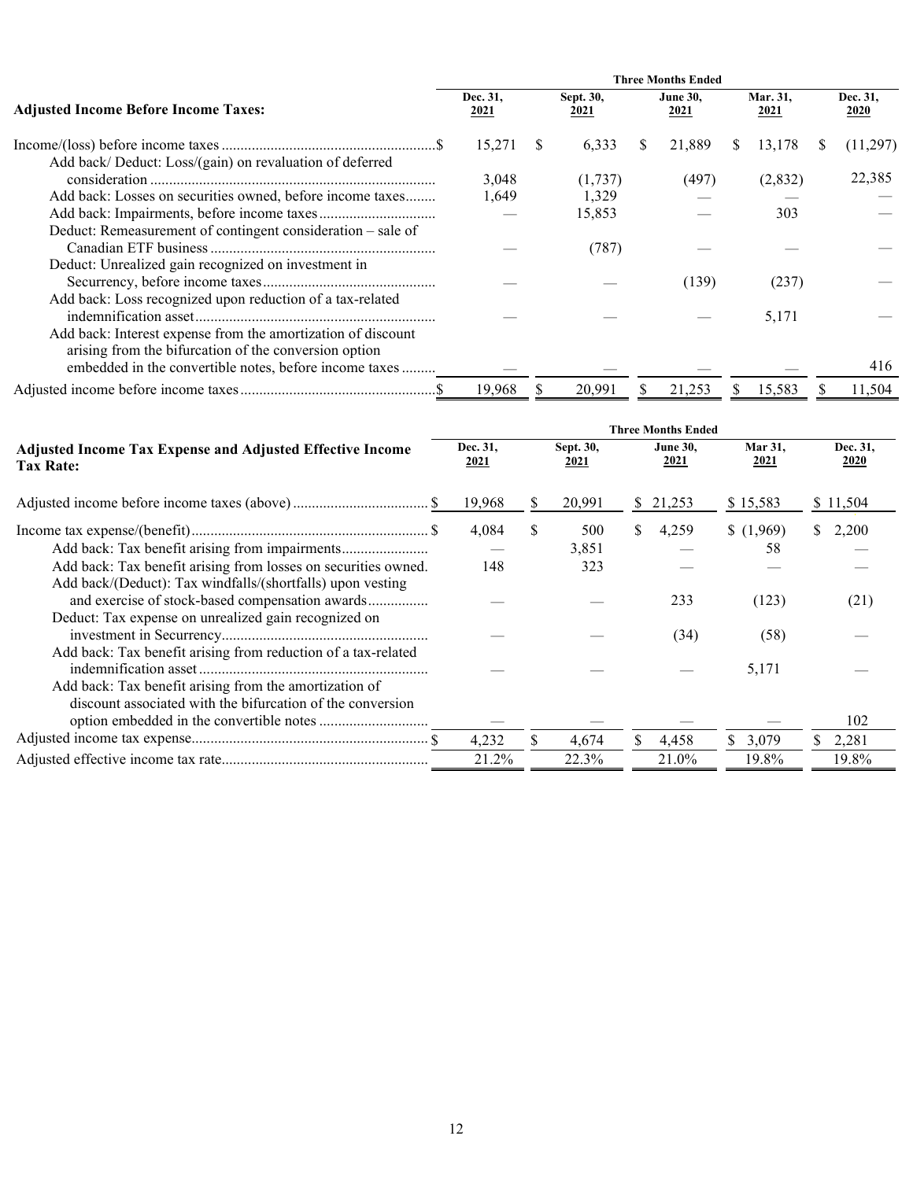| Adjusted Income Before Income Taxes: | Three Months Ended | | | | |
|---|---|---|---|---|---|
| | Dec. 31, 2021 | Sept. 30, 2021 | June 30, 2021 | Mar. 31, 2021 | Dec. 31, 2020 |
| Income/(loss) before income taxes | $ 15,271 | $ 6,333 | $ 21,889 | $ 13,178 | $ (11,297) |
| Add back/ Deduct: Loss/(gain) on revaluation of deferred consideration | 3,048 | (1,737) | (497) | (2,832) | 22,385 |
| Add back: Losses on securities owned, before income taxes | 1,649 | 1,329 | — | — | — |
| Add back: Impairments, before income taxes | — | 15,853 | — | 303 | — |
| Deduct: Remeasurement of contingent consideration – sale of Canadian ETF business | — | (787) | — | — | — |
| Deduct: Unrealized gain recognized on investment in Securrency, before income taxes | — | — | (139) | (237) | — |
| Add back: Loss recognized upon reduction of a tax-related indemnification asset | — | — | — | 5,171 | — |
| Add back: Interest expense from the amortization of discount arising from the bifurcation of the conversion option embedded in the convertible notes, before income taxes | — | — | — | — | 416 |
| Adjusted income before income taxes | $ 19,968 | $ 20,991 | $ 21,253 | $ 15,583 | $ 11,504 |

| Adjusted Income Tax Expense and Adjusted Effective Income Tax Rate: | Three Months Ended | | | | |
|---|---|---|---|---|---|
| | Dec. 31, 2021 | Sept. 30, 2021 | June 30, 2021 | Mar 31, 2021 | Dec. 31, 2020 |
| Adjusted income before income taxes (above) | $ 19,968 | $ 20,991 | $ 21,253 | $ 15,583 | $ 11,504 |
| Income tax expense/(benefit) | $ 4,084 | $ 500 | $ 4,259 | $ (1,969) | $ 2,200 |
| Add back: Tax benefit arising from impairments | — | 3,851 | — | 58 | — |
| Add back: Tax benefit arising from losses on securities owned. | 148 | 323 | — | — | — |
| Add back/(Deduct): Tax windfalls/(shortfalls) upon vesting and exercise of stock-based compensation awards | — | — | 233 | (123) | (21) |
| Deduct: Tax expense on unrealized gain recognized on investment in Securrency | — | — | (34) | (58) | — |
| Add back: Tax benefit arising from reduction of a tax-related indemnification asset | — | — | — | 5,171 | — |
| Add back: Tax benefit arising from the amortization of discount associated with the bifurcation of the conversion option embedded in the convertible notes | — | — | — | — | 102 |
| Adjusted income tax expense | $ 4,232 | $ 4,674 | $ 4,458 | $ 3,079 | $ 2,281 |
| Adjusted effective income tax rate | 21.2% | 22.3% | 21.0% | 19.8% | 19.8% |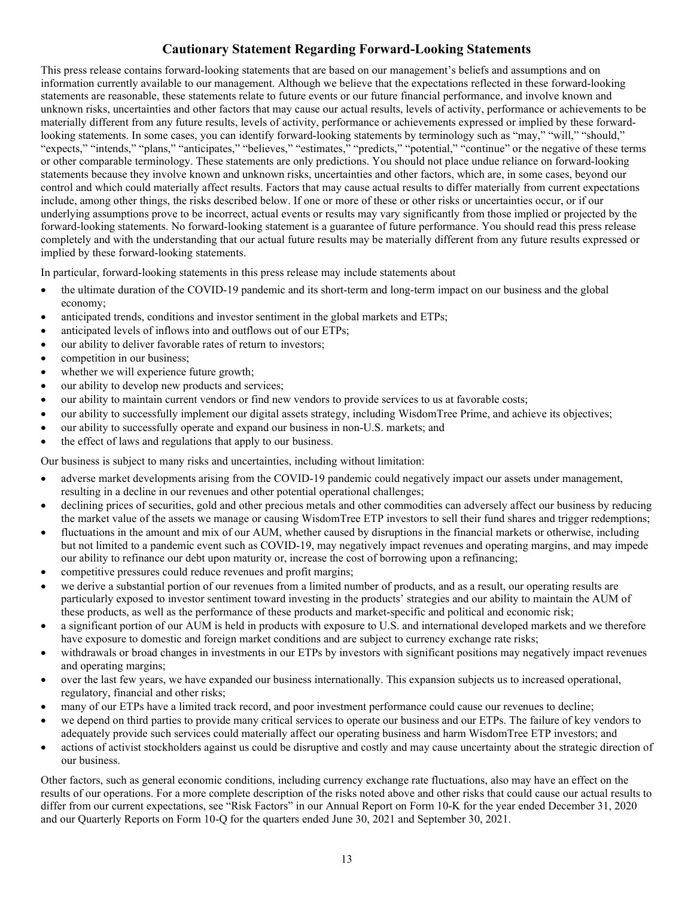## Cautionary Statement Regarding Forward-Looking Statements

This press release contains forward-looking statements that are based on our management's beliefs and assumptions and on information currently available to our management. Although we believe that the expectations reflected in these forward-looking statements are reasonable, these statements relate to future events or our future financial performance, and involve known and unknown risks, uncertainties and other factors that may cause our actual results, levels of activity, performance or achievements to be materially different from any future results, levels of activity, performance or achievements expressed or implied by these forward-looking statements. In some cases, you can identify forward-looking statements by terminology such as "may," "will," "should," "expects," "intends," "plans," "anticipates," "believes," "estimates," "predicts," "potential," "continue" or the negative of these terms or other comparable terminology. These statements are only predictions. You should not place undue reliance on forward-looking statements because they involve known and unknown risks, uncertainties and other factors, which are, in some cases, beyond our control and which could materially affect results. Factors that may cause actual results to differ materially from current expectations include, among other things, the risks described below. If one or more of these or other risks or uncertainties occur, or if our underlying assumptions prove to be incorrect, actual events or results may vary significantly from those implied or projected by the forward-looking statements. No forward-looking statement is a guarantee of future performance. You should read this press release completely and with the understanding that our actual future results may be materially different from any future results expressed or implied by these forward-looking statements.

In particular, forward-looking statements in this press release may include statements about

- the ultimate duration of the COVID-19 pandemic and its short-term and long-term impact on our business and the global economy;
- anticipated trends, conditions and investor sentiment in the global markets and ETPs;
- anticipated levels of inflows into and outflows out of our ETPs;
- our ability to deliver favorable rates of return to investors;
- competition in our business;
- whether we will experience future growth;
- our ability to develop new products and services;
- our ability to maintain current vendors or find new vendors to provide services to us at favorable costs;
- our ability to successfully implement our digital assets strategy, including WisdomTree Prime, and achieve its objectives;
- our ability to successfully operate and expand our business in non-U.S. markets; and
- the effect of laws and regulations that apply to our business.

Our business is subject to many risks and uncertainties, including without limitation:

- adverse market developments arising from the COVID-19 pandemic could negatively impact our assets under management, resulting in a decline in our revenues and other potential operational challenges;
- declining prices of securities, gold and other precious metals and other commodities can adversely affect our business by reducing the market value of the assets we manage or causing WisdomTree ETP investors to sell their fund shares and trigger redemptions;
- fluctuations in the amount and mix of our AUM, whether caused by disruptions in the financial markets or otherwise, including but not limited to a pandemic event such as COVID-19, may negatively impact revenues and operating margins, and may impede our ability to refinance our debt upon maturity or, increase the cost of borrowing upon a refinancing;
- competitive pressures could reduce revenues and profit margins;
- we derive a substantial portion of our revenues from a limited number of products, and as a result, our operating results are particularly exposed to investor sentiment toward investing in the products' strategies and our ability to maintain the AUM of these products, as well as the performance of these products and market-specific and political and economic risk;
- a significant portion of our AUM is held in products with exposure to U.S. and international developed markets and we therefore have exposure to domestic and foreign market conditions and are subject to currency exchange rate risks;
- withdrawals or broad changes in investments in our ETPs by investors with significant positions may negatively impact revenues and operating margins;
- over the last few years, we have expanded our business internationally. This expansion subjects us to increased operational, regulatory, financial and other risks;
- many of our ETPs have a limited track record, and poor investment performance could cause our revenues to decline;
- we depend on third parties to provide many critical services to operate our business and our ETPs. The failure of key vendors to adequately provide such services could materially affect our operating business and harm WisdomTree ETP investors; and
- actions of activist stockholders against us could be disruptive and costly and may cause uncertainty about the strategic direction of our business.

Other factors, such as general economic conditions, including currency exchange rate fluctuations, also may have an effect on the results of our operations. For a more complete description of the risks noted above and other risks that could cause our actual results to differ from our current expectations, see "Risk Factors" in our Annual Report on Form 10-K for the year ended December 31, 2020 and our Quarterly Reports on Form 10-Q for the quarters ended June 30, 2021 and September 30, 2021.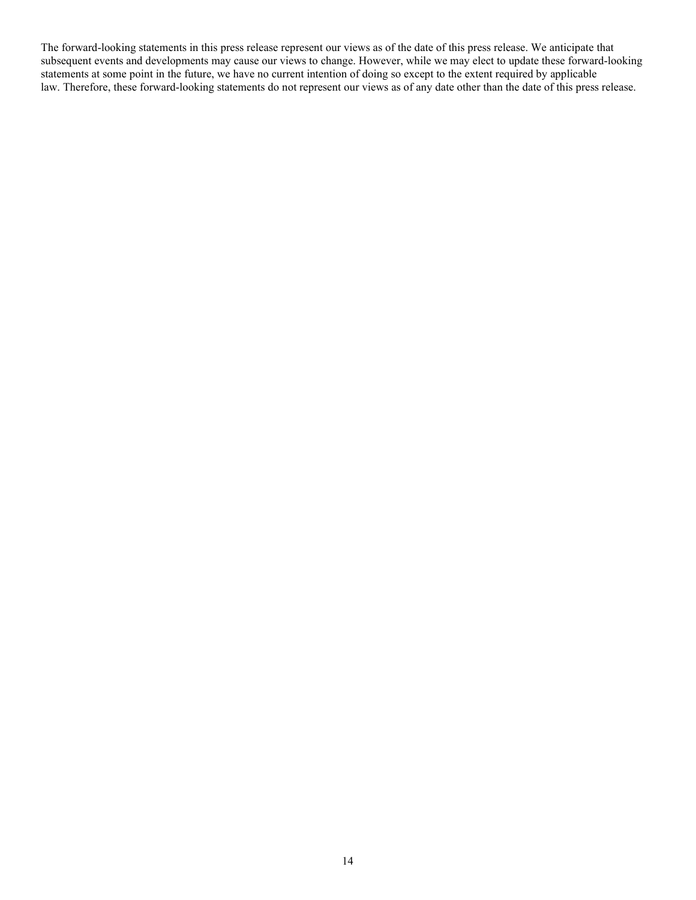The forward-looking statements in this press release represent our views as of the date of this press release. We anticipate that subsequent events and developments may cause our views to change. However, while we may elect to update these forward-looking statements at some point in the future, we have no current intention of doing so except to the extent required by applicable law. Therefore, these forward-looking statements do not represent our views as of any date other than the date of this press release.